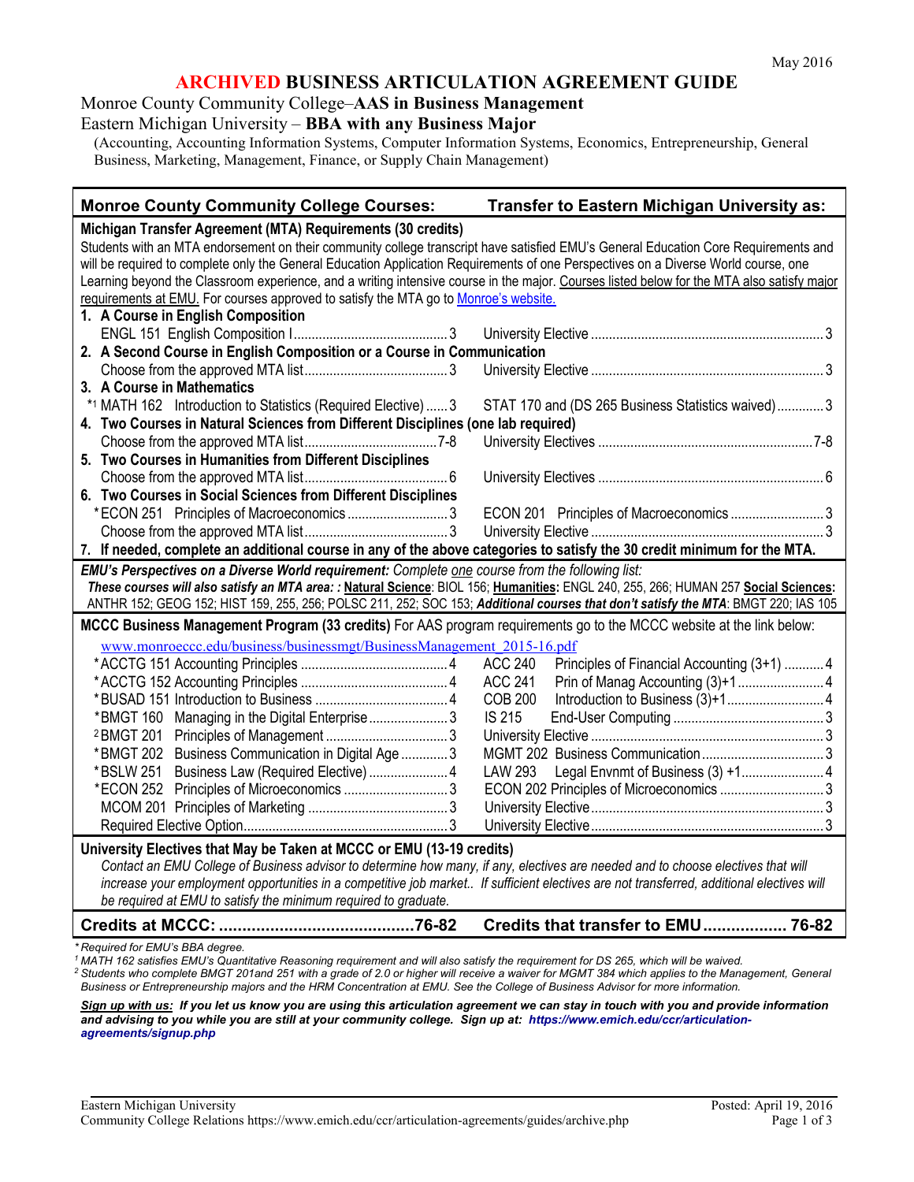May 2016

# ARCHIVED BUSINESS ARTICULATION AGREEMENT GUIDE

Monroe County Community College–**AAS in Business Management**

Eastern Michigan University – **BBA with any Business Major**

(Accounting, Accounting Information Systems, Computer Information Systems, Economics, Entrepreneurship, General Business, Marketing, Management, Finance, or Supply Chain Management)

| Monroe County Community College Courses: | Transfer to Eastern Michigan University as: |
|---|---|
| **Michigan Transfer Agreement (MTA) Requirements (30 credits)** | |
| Students with an MTA endorsement on their community college transcript have satisfied EMU's General Education Core Requirements and will be required to complete only the General Education Application Requirements of one Perspectives on a Diverse World course, one Learning beyond the Classroom experience, and a writing intensive course in the major. Courses listed below for the MTA also satisfy major requirements at EMU. For courses approved to satisfy the MTA go to Monroe's website. | |
| **1. A Course in English Composition** | |
| ENGL 151 English Composition I .......... 3 | University Elective .......... 3 |
| **2. A Second Course in English Composition or a Course in Communication** | |
| Choose from the approved MTA list .......... 3 | University Elective .......... 3 |
| **3. A Course in Mathematics** | |
| *[1] MATH 162 Introduction to Statistics (Required Elective) .......... 3 | STAT 170 and (DS 265 Business Statistics waived) .......... 3 |
| **4. Two Courses in Natural Sciences from Different Disciplines (one lab required)** | |
| Choose from the approved MTA list .......... 7-8 | University Electives .......... 7-8 |
| **5. Two Courses in Humanities from Different Disciplines** | |
| Choose from the approved MTA list .......... 6 | University Electives .......... 6 |
| **6. Two Courses in Social Sciences from Different Disciplines** | |
| *ECON 251 Principles of Macroeconomics .......... 3 | ECON 201 Principles of Macroeconomics .......... 3 |
| Choose from the approved MTA list .......... 3 | University Elective .......... 3 |
| **7. If needed, complete an additional course in any of the above categories to satisfy the 30 credit minimum for the MTA.** | |
| ***EMU's Perspectives on a Diverse World requirement:*** *Complete one course from the following list:* ***These courses will also satisfy an MTA area: : Natural Science**: BIOL 156; **Humanities**: ENGL 240, 255, 266; HUMAN 257 **Social Sciences**: ANTHR 152; GEOG 152; HIST 159, 255, 256; POLSC 211, 252; SOC 153; **Additional courses that don't satisfy the MTA**: BMGT 220; IAS 105* | |
| **MCCC Business Management Program (33 credits)** For AAS program requirements go to the MCCC website at the link below: www.monroeccc.edu/business/businessmgt/BusinessManagement_2015-16.pdf | |
| *ACCTG 151 Accounting Principles .......... 4 | ACC 240 Principles of Financial Accounting (3+1) .......... 4 |
| *ACCTG 152 Accounting Principles .......... 4 | ACC 241 Prin of Manag Accounting (3)+1 .......... 4 |
| *BUSAD 151 Introduction to Business .......... 4 | COB 200 Introduction to Business (3)+1 .......... 4 |
| *BMGT 160 Managing in the Digital Enterprise .......... 3 | IS 215 End-User Computing .......... 3 |
| [2]BMGT 201 Principles of Management .......... 3 | University Elective .......... 3 |
| *BMGT 202 Business Communication in Digital Age .......... 3 | MGMT 202 Business Communication .......... 3 |
| *BSLW 251 Business Law (Required Elective) .......... 4 | LAW 293 Legal Envnmt of Business (3) +1 .......... 4 |
| *ECON 252 Principles of Microeconomics .......... 3 | ECON 202 Principles of Microeconomics .......... 3 |
| MCOM 201 Principles of Marketing .......... 3 | University Elective .......... 3 |
| Required Elective Option .......... 3 | University Elective .......... 3 |
| **University Electives that May be Taken at MCCC or EMU (13-19 credits)** *Contact an EMU College of Business advisor to determine how many, if any, electives are needed and to choose electives that will increase your employment opportunities in a competitive job market.. If sufficient electives are not transferred, additional electives will be required at EMU to satisfy the minimum required to graduate.* | |
| **Credits at MCCC: .......... 76-82** | **Credits that transfer to EMU .......... 76-82** |

*\* Required for EMU's BBA degree.*

*[1] MATH 162 satisfies EMU's Quantitative Reasoning requirement and will also satisfy the requirement for DS 265, which will be waived.*

*[2] Students who complete BMGT 201and 251 with a grade of 2.0 or higher will receive a waiver for MGMT 384 which applies to the Management, General Business or Entrepreneurship majors and the HRM Concentration at EMU. See the College of Business Advisor for more information.*

***Sign up with us:** If you let us know you are using this articulation agreement we can stay in touch with you and provide information and advising to you while you are still at your community college. Sign up at: https://www.emich.edu/ccr/articulation-agreements/signup.php*

Eastern Michigan University
Community College Relations https://www.emich.edu/ccr/articulation-agreements/guides/archive.php

Posted: April 19, 2016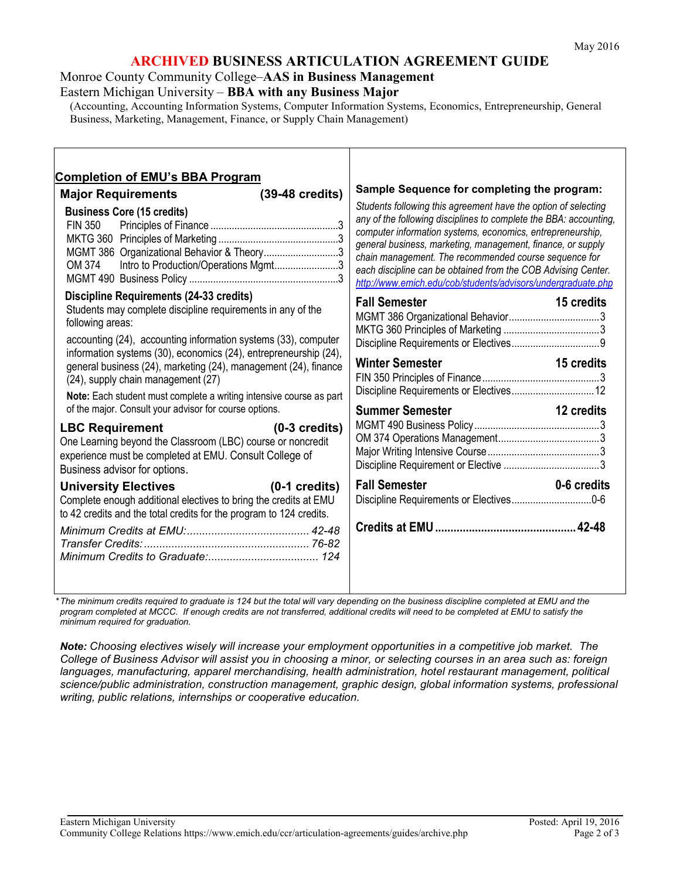May 2016

# ARCHIVED BUSINESS ARTICULATION AGREEMENT GUIDE

Monroe County Community College–**AAS in Business Management**

Eastern Michigan University – **BBA with any Business Major**

(Accounting, Accounting Information Systems, Computer Information Systems, Economics, Entrepreneurship, General Business, Marketing, Management, Finance, or Supply Chain Management)

## Completion of EMU's BBA Program

### Major Requirements (39-48 credits)

**Business Core (15 credits)**

| | | |
|---|---|---|
| FIN 350 | Principles of Finance | 3 |
| MKTG 360 | Principles of Marketing | 3 |
| MGMT 386 | Organizational Behavior & Theory | 3 |
| OM 374 | Intro to Production/Operations Mgmt | 3 |
| MGMT 490 | Business Policy | 3 |

**Discipline Requirements (24-33 credits)**

Students may complete discipline requirements in any of the following areas:

accounting (24), accounting information systems (33), computer information systems (30), economics (24), entrepreneurship (24), general business (24), marketing (24), management (24), finance (24), supply chain management (27)

**Note:** Each student must complete a writing intensive course as part of the major. Consult your advisor for course options.

### LBC Requirement (0-3 credits)

One Learning beyond the Classroom (LBC) course or noncredit experience must be completed at EMU. Consult College of Business advisor for options.

### University Electives (0-1 credits)

Complete enough additional electives to bring the credits at EMU to 42 credits and the total credits for the program to 124 credits.

*Minimum Credits at EMU:* 42-48
*Transfer Credits:* 76-82
*Minimum Credits to Graduate:* 124

### Sample Sequence for completing the program:

*Students following this agreement have the option of selecting any of the following disciplines to complete the BBA: accounting, computer information systems, economics, entrepreneurship, general business, marketing, management, finance, or supply chain management. The recommended course sequence for each discipline can be obtained from the COB Advising Center.* *http://www.emich.edu/cob/students/advisors/undergraduate.php*

**Fall Semester — 15 credits**

| | |
|---|---|
| MGMT 386 Organizational Behavior | 3 |
| MKTG 360 Principles of Marketing | 3 |
| Discipline Requirements or Electives | 9 |

**Winter Semester — 15 credits**

| | |
|---|---|
| FIN 350 Principles of Finance | 3 |
| Discipline Requirements or Electives | 12 |

**Summer Semester — 12 credits**

| | |
|---|---|
| MGMT 490 Business Policy | 3 |
| OM 374 Operations Management | 3 |
| Major Writing Intensive Course | 3 |
| Discipline Requirement or Elective | 3 |

**Fall Semester — 0-6 credits**

| | |
|---|---|
| Discipline Requirements or Electives | 0-6 |

**Credits at EMU ............ 42-48**

*\*The minimum credits required to graduate is 124 but the total will vary depending on the business discipline completed at EMU and the program completed at MCCC. If enough credits are not transferred, additional credits will need to be completed at EMU to satisfy the minimum required for graduation.*

***Note:** Choosing electives wisely will increase your employment opportunities in a competitive job market. The College of Business Advisor will assist you in choosing a minor, or selecting courses in an area such as: foreign languages, manufacturing, apparel merchandising, health administration, hotel restaurant management, political science/public administration, construction management, graphic design, global information systems, professional writing, public relations, internships or cooperative education.*

Eastern Michigan University
Community College Relations https://www.emich.edu/ccr/articulation-agreements/guides/archive.php

Posted: April 19, 2016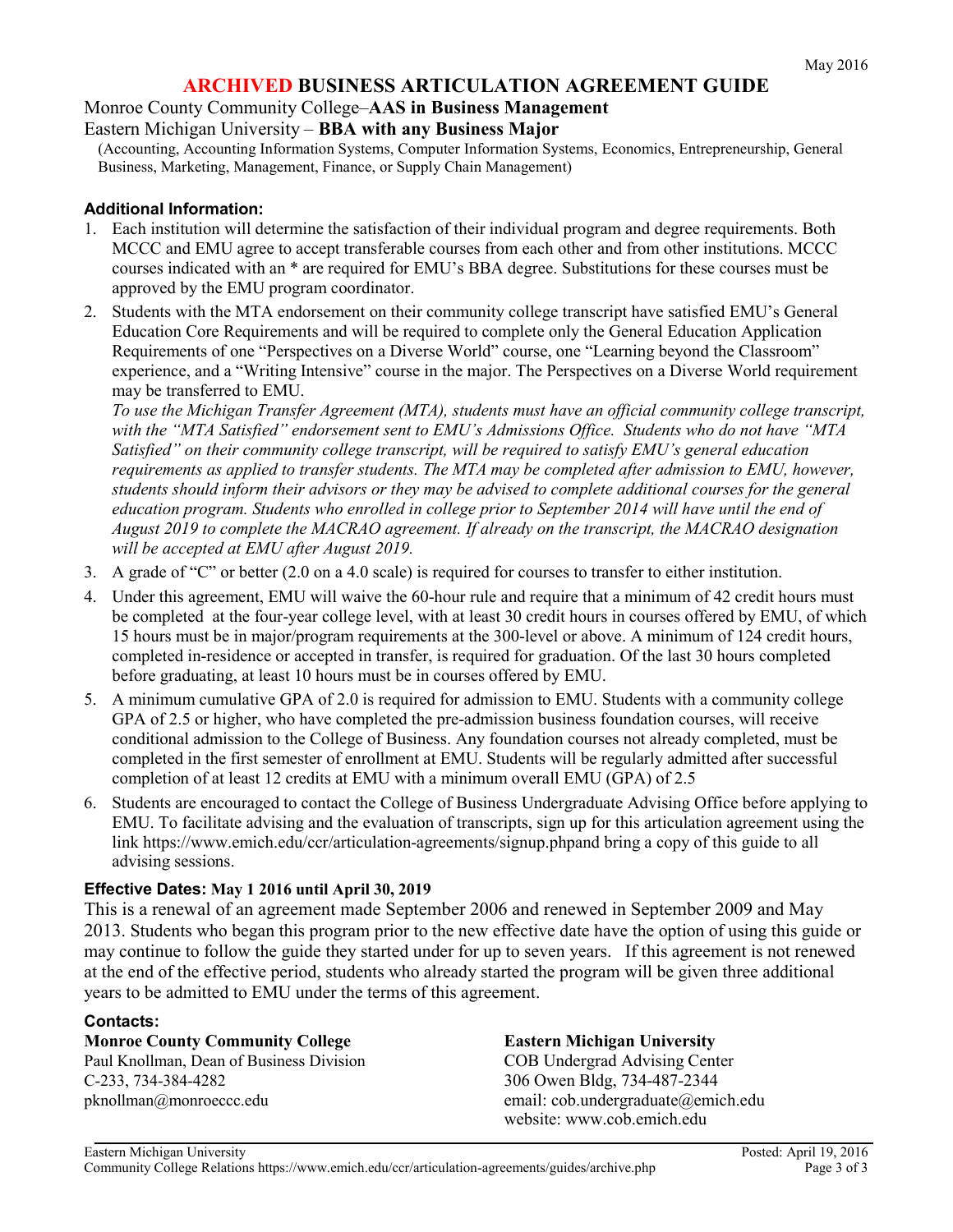May 2016

# ARCHIVED BUSINESS ARTICULATION AGREEMENT GUIDE

Monroe County Community College–**AAS in Business Management**

Eastern Michigan University – **BBA with any Business Major**

(Accounting, Accounting Information Systems, Computer Information Systems, Economics, Entrepreneurship, General Business, Marketing, Management, Finance, or Supply Chain Management)

### Additional Information:

1. Each institution will determine the satisfaction of their individual program and degree requirements. Both MCCC and EMU agree to accept transferable courses from each other and from other institutions. MCCC courses indicated with an * are required for EMU's BBA degree. Substitutions for these courses must be approved by the EMU program coordinator.
2. Students with the MTA endorsement on their community college transcript have satisfied EMU's General Education Core Requirements and will be required to complete only the General Education Application Requirements of one "Perspectives on a Diverse World" course, one "Learning beyond the Classroom" experience, and a "Writing Intensive" course in the major. The Perspectives on a Diverse World requirement may be transferred to EMU.
   *To use the Michigan Transfer Agreement (MTA), students must have an official community college transcript, with the "MTA Satisfied" endorsement sent to EMU's Admissions Office. Students who do not have "MTA Satisfied" on their community college transcript, will be required to satisfy EMU's general education requirements as applied to transfer students. The MTA may be completed after admission to EMU, however, students should inform their advisors or they may be advised to complete additional courses for the general education program. Students who enrolled in college prior to September 2014 will have until the end of August 2019 to complete the MACRAO agreement. If already on the transcript, the MACRAO designation will be accepted at EMU after August 2019.*
3. A grade of "C" or better (2.0 on a 4.0 scale) is required for courses to transfer to either institution.
4. Under this agreement, EMU will waive the 60-hour rule and require that a minimum of 42 credit hours must be completed at the four-year college level, with at least 30 credit hours in courses offered by EMU, of which 15 hours must be in major/program requirements at the 300-level or above. A minimum of 124 credit hours, completed in-residence or accepted in transfer, is required for graduation. Of the last 30 hours completed before graduating, at least 10 hours must be in courses offered by EMU.
5. A minimum cumulative GPA of 2.0 is required for admission to EMU. Students with a community college GPA of 2.5 or higher, who have completed the pre-admission business foundation courses, will receive conditional admission to the College of Business. Any foundation courses not already completed, must be completed in the first semester of enrollment at EMU. Students will be regularly admitted after successful completion of at least 12 credits at EMU with a minimum overall EMU (GPA) of 2.5
6. Students are encouraged to contact the College of Business Undergraduate Advising Office before applying to EMU. To facilitate advising and the evaluation of transcripts, sign up for this articulation agreement using the link https://www.emich.edu/ccr/articulation-agreements/signup.phpand bring a copy of this guide to all advising sessions.

### Effective Dates: May 1 2016 until April 30, 2019

This is a renewal of an agreement made September 2006 and renewed in September 2009 and May 2013. Students who began this program prior to the new effective date have the option of using this guide or may continue to follow the guide they started under for up to seven years. If this agreement is not renewed at the end of the effective period, students who already started the program will be given three additional years to be admitted to EMU under the terms of this agreement.

### Contacts:

**Monroe County Community College**
Paul Knollman, Dean of Business Division
C-233, 734-384-4282
pknollman@monroeccc.edu

**Eastern Michigan University**
COB Undergrad Advising Center
306 Owen Bldg, 734-487-2344
email: cob.undergraduate@emich.edu
website: www.cob.emich.edu